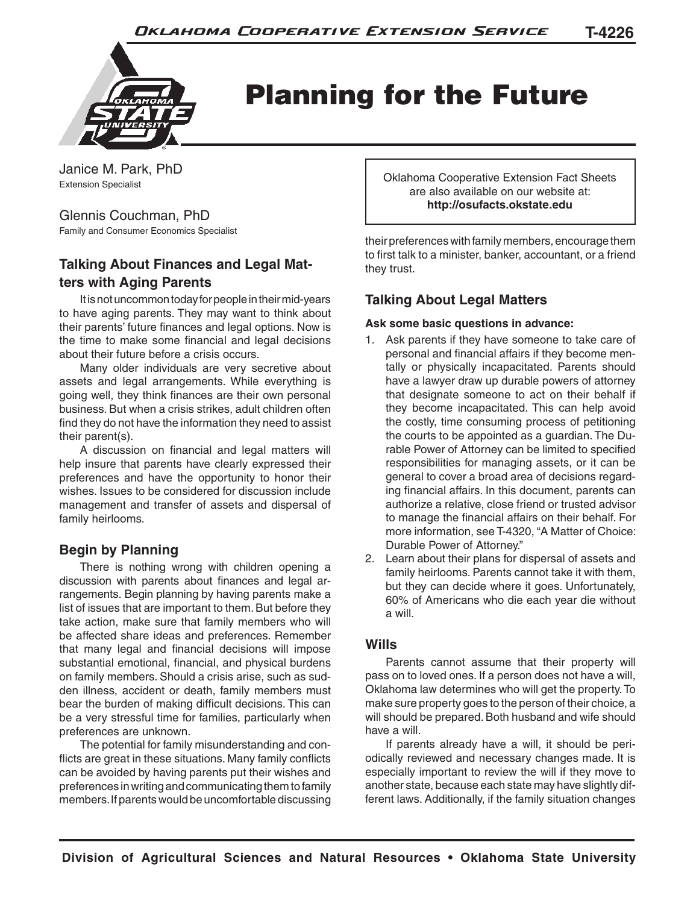# Planning for the Future

Janice M. Park, PhD
Extension Specialist

Glennis Couchman, PhD
Family and Consumer Economics Specialist

Oklahoma Cooperative Extension Fact Sheets are also available on our website at: **http://osufacts.okstate.edu**

## Talking About Finances and Legal Matters with Aging Parents

It is not uncommon today for people in their mid-years to have aging parents. They may want to think about their parents' future finances and legal options. Now is the time to make some financial and legal decisions about their future before a crisis occurs.

Many older individuals are very secretive about assets and legal arrangements. While everything is going well, they think finances are their own personal business. But when a crisis strikes, adult children often find they do not have the information they need to assist their parent(s).

A discussion on financial and legal matters will help insure that parents have clearly expressed their preferences and have the opportunity to honor their wishes. Issues to be considered for discussion include management and transfer of assets and dispersal of family heirlooms.

## Begin by Planning

There is nothing wrong with children opening a discussion with parents about finances and legal arrangements. Begin planning by having parents make a list of issues that are important to them. But before they take action, make sure that family members who will be affected share ideas and preferences. Remember that many legal and financial decisions will impose substantial emotional, financial, and physical burdens on family members. Should a crisis arise, such as sudden illness, accident or death, family members must bear the burden of making difficult decisions. This can be a very stressful time for families, particularly when preferences are unknown.

The potential for family misunderstanding and conflicts are great in these situations. Many family conflicts can be avoided by having parents put their wishes and preferences in writing and communicating them to family members. If parents would be uncomfortable discussing their preferences with family members, encourage them to first talk to a minister, banker, accountant, or a friend they trust.

## Talking About Legal Matters

**Ask some basic questions in advance:**

1. Ask parents if they have someone to take care of personal and financial affairs if they become mentally or physically incapacitated. Parents should have a lawyer draw up durable powers of attorney that designate someone to act on their behalf if they become incapacitated. This can help avoid the costly, time consuming process of petitioning the courts to be appointed as a guardian. The Durable Power of Attorney can be limited to specified responsibilities for managing assets, or it can be general to cover a broad area of decisions regarding financial affairs. In this document, parents can authorize a relative, close friend or trusted advisor to manage the financial affairs on their behalf. For more information, see T-4320, "A Matter of Choice: Durable Power of Attorney."
2. Learn about their plans for dispersal of assets and family heirlooms. Parents cannot take it with them, but they can decide where it goes. Unfortunately, 60% of Americans who die each year die without a will.

## Wills

Parents cannot assume that their property will pass on to loved ones. If a person does not have a will, Oklahoma law determines who will get the property. To make sure property goes to the person of their choice, a will should be prepared. Both husband and wife should have a will.

If parents already have a will, it should be periodically reviewed and necessary changes made. It is especially important to review the will if they move to another state, because each state may have slightly different laws. Additionally, if the family situation changes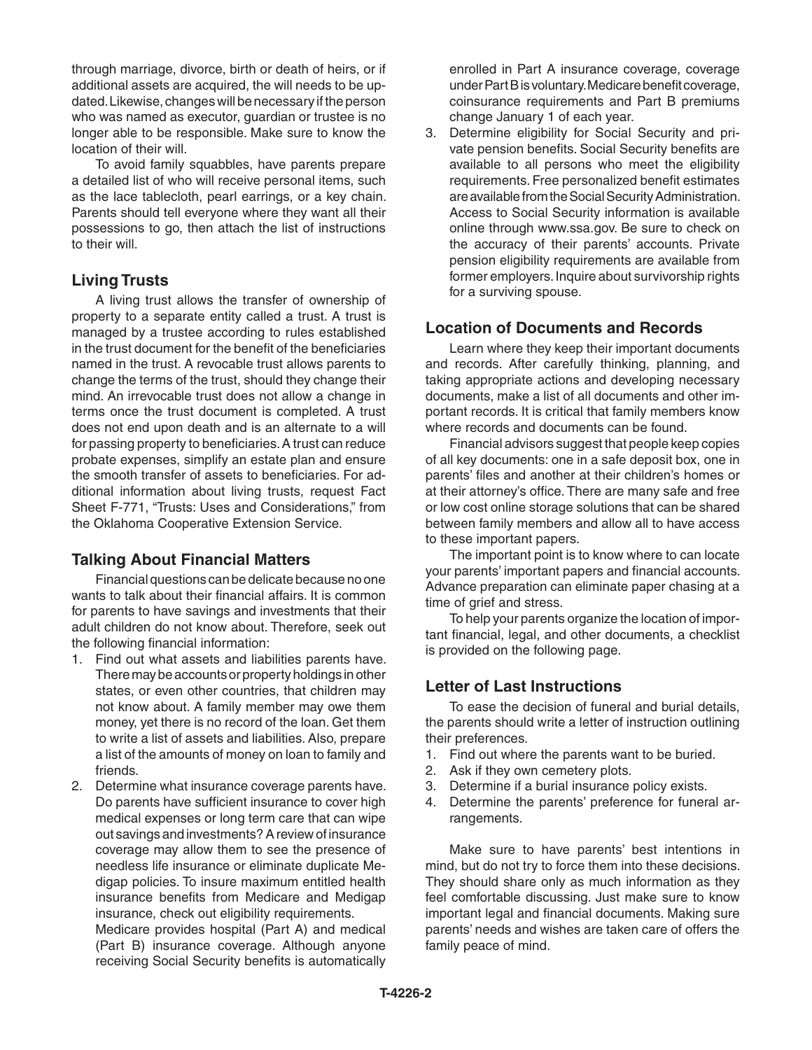through marriage, divorce, birth or death of heirs, or if additional assets are acquired, the will needs to be updated. Likewise, changes will be necessary if the person who was named as executor, guardian or trustee is no longer able to be responsible. Make sure to know the location of their will.

To avoid family squabbles, have parents prepare a detailed list of who will receive personal items, such as the lace tablecloth, pearl earrings, or a key chain. Parents should tell everyone where they want all their possessions to go, then attach the list of instructions to their will.

## Living Trusts

A living trust allows the transfer of ownership of property to a separate entity called a trust. A trust is managed by a trustee according to rules established in the trust document for the benefit of the beneficiaries named in the trust. A revocable trust allows parents to change the terms of the trust, should they change their mind. An irrevocable trust does not allow a change in terms once the trust document is completed. A trust does not end upon death and is an alternate to a will for passing property to beneficiaries. A trust can reduce probate expenses, simplify an estate plan and ensure the smooth transfer of assets to beneficiaries. For additional information about living trusts, request Fact Sheet F-771, "Trusts: Uses and Considerations," from the Oklahoma Cooperative Extension Service.

## Talking About Financial Matters

Financial questions can be delicate because no one wants to talk about their financial affairs. It is common for parents to have savings and investments that their adult children do not know about. Therefore, seek out the following financial information:

1. Find out what assets and liabilities parents have. There may be accounts or property holdings in other states, or even other countries, that children may not know about. A family member may owe them money, yet there is no record of the loan. Get them to write a list of assets and liabilities. Also, prepare a list of the amounts of money on loan to family and friends.
2. Determine what insurance coverage parents have. Do parents have sufficient insurance to cover high medical expenses or long term care that can wipe out savings and investments? A review of insurance coverage may allow them to see the presence of needless life insurance or eliminate duplicate Medigap policies. To insure maximum entitled health insurance benefits from Medicare and Medigap insurance, check out eligibility requirements.

   Medicare provides hospital (Part A) and medical (Part B) insurance coverage. Although anyone receiving Social Security benefits is automatically enrolled in Part A insurance coverage, coverage under Part B is voluntary. Medicare benefit coverage, coinsurance requirements and Part B premiums change January 1 of each year.
3. Determine eligibility for Social Security and private pension benefits. Social Security benefits are available to all persons who meet the eligibility requirements. Free personalized benefit estimates are available from the Social Security Administration. Access to Social Security information is available online through www.ssa.gov. Be sure to check on the accuracy of their parents' accounts. Private pension eligibility requirements are available from former employers. Inquire about survivorship rights for a surviving spouse.

## Location of Documents and Records

Learn where they keep their important documents and records. After carefully thinking, planning, and taking appropriate actions and developing necessary documents, make a list of all documents and other important records. It is critical that family members know where records and documents can be found.

Financial advisors suggest that people keep copies of all key documents: one in a safe deposit box, one in parents' files and another at their children's homes or at their attorney's office. There are many safe and free or low cost online storage solutions that can be shared between family members and allow all to have access to these important papers.

The important point is to know where to can locate your parents' important papers and financial accounts. Advance preparation can eliminate paper chasing at a time of grief and stress.

To help your parents organize the location of important financial, legal, and other documents, a checklist is provided on the following page.

## Letter of Last Instructions

To ease the decision of funeral and burial details, the parents should write a letter of instruction outlining their preferences.

1. Find out where the parents want to be buried.
2. Ask if they own cemetery plots.
3. Determine if a burial insurance policy exists.
4. Determine the parents' preference for funeral arrangements.

Make sure to have parents' best intentions in mind, but do not try to force them into these decisions. They should share only as much information as they feel comfortable discussing. Just make sure to know important legal and financial documents. Making sure parents' needs and wishes are taken care of offers the family peace of mind.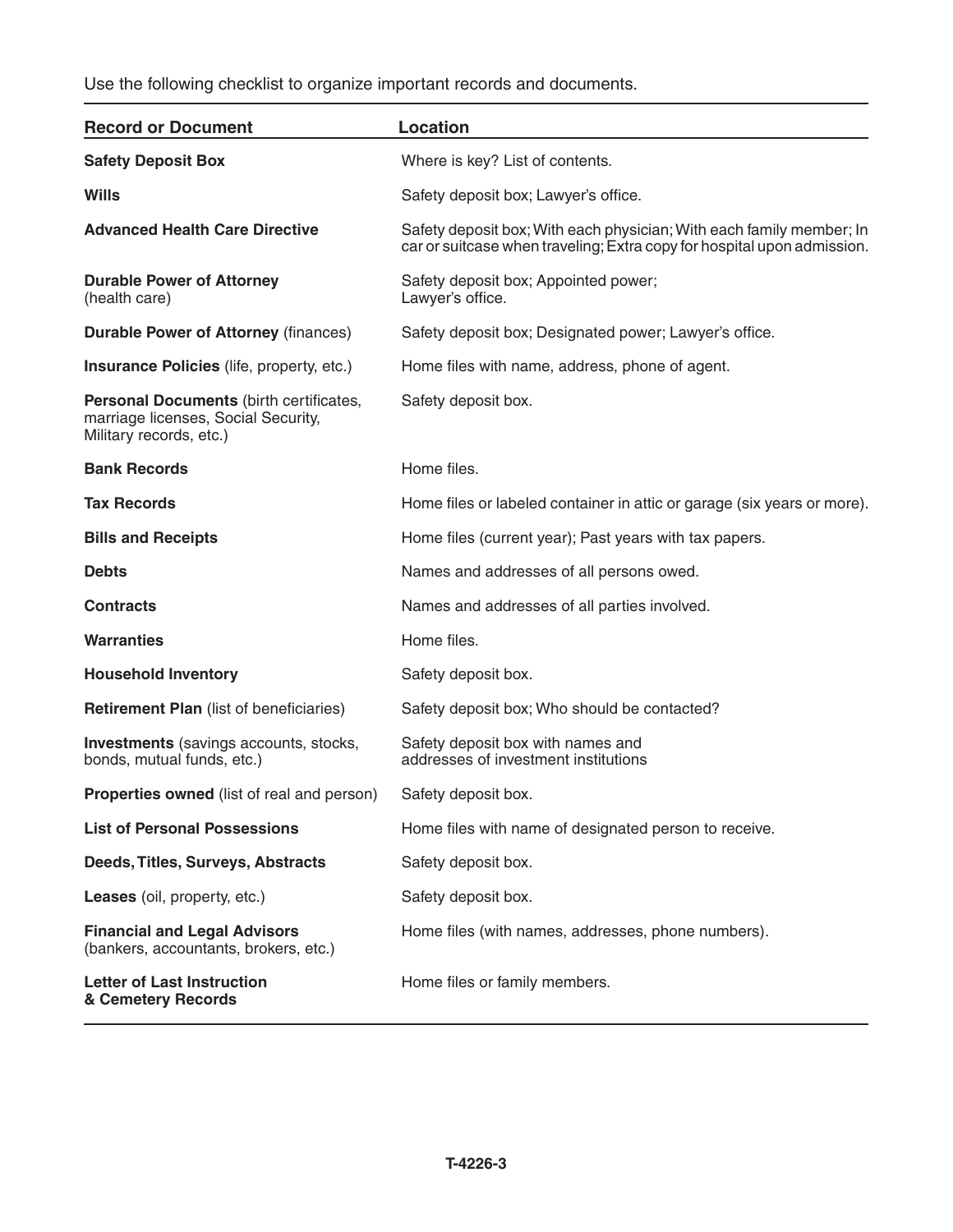Use the following checklist to organize important records and documents.

| Record or Document | Location |
| --- | --- |
| **Safety Deposit Box** | Where is key? List of contents. |
| **Wills** | Safety deposit box; Lawyer's office. |
| **Advanced Health Care Directive** | Safety deposit box; With each physician; With each family member; In car or suitcase when traveling; Extra copy for hospital upon admission. |
| **Durable Power of Attorney** (health care) | Safety deposit box; Appointed power; Lawyer's office. |
| **Durable Power of Attorney** (finances) | Safety deposit box; Designated power; Lawyer's office. |
| **Insurance Policies** (life, property, etc.) | Home files with name, address, phone of agent. |
| **Personal Documents** (birth certificates, marriage licenses, Social Security, Military records, etc.) | Safety deposit box. |
| **Bank Records** | Home files. |
| **Tax Records** | Home files or labeled container in attic or garage (six years or more). |
| **Bills and Receipts** | Home files (current year); Past years with tax papers. |
| **Debts** | Names and addresses of all persons owed. |
| **Contracts** | Names and addresses of all parties involved. |
| **Warranties** | Home files. |
| **Household Inventory** | Safety deposit box. |
| **Retirement Plan** (list of beneficiaries) | Safety deposit box; Who should be contacted? |
| **Investments** (savings accounts, stocks, bonds, mutual funds, etc.) | Safety deposit box with names and addresses of investment institutions |
| **Properties owned** (list of real and person) | Safety deposit box. |
| **List of Personal Possessions** | Home files with name of designated person to receive. |
| **Deeds, Titles, Surveys, Abstracts** | Safety deposit box. |
| **Leases** (oil, property, etc.) | Safety deposit box. |
| **Financial and Legal Advisors** (bankers, accountants, brokers, etc.) | Home files (with names, addresses, phone numbers). |
| **Letter of Last Instruction & Cemetery Records** | Home files or family members. |

T-4226-3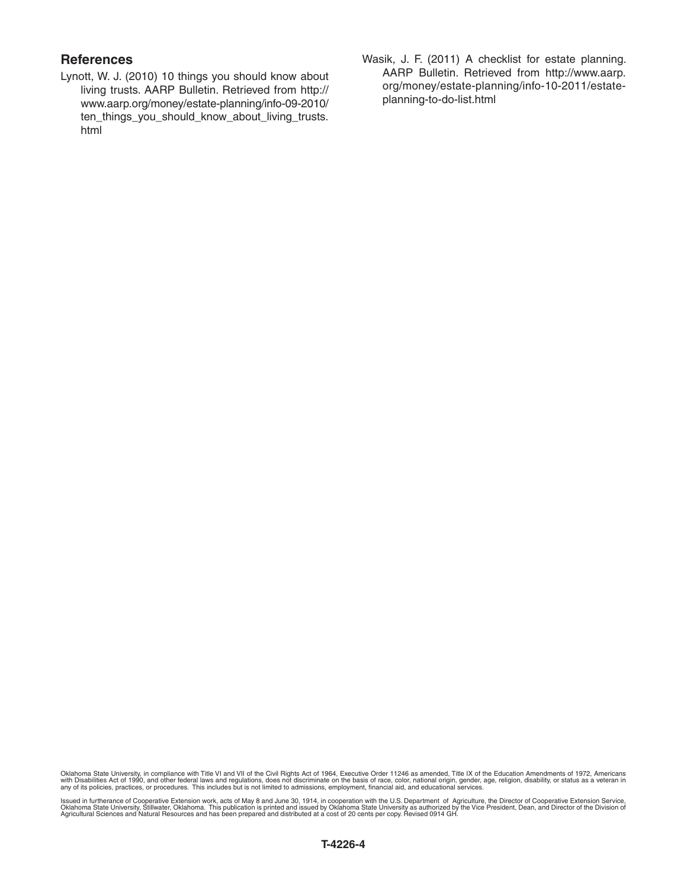## References

Lynott, W. J. (2010) 10 things you should know about living trusts. AARP Bulletin. Retrieved from http://www.aarp.org/money/estate-planning/info-09-2010/ten_things_you_should_know_about_living_trusts.html

Wasik, J. F. (2011) A checklist for estate planning. AARP Bulletin. Retrieved from http://www.aarp.org/money/estate-planning/info-10-2011/estate-planning-to-do-list.html

Oklahoma State University, in compliance with Title VI and VII of the Civil Rights Act of 1964, Executive Order 11246 as amended, Title IX of the Education Amendments of 1972, Americans with Disabilities Act of 1990, and other federal laws and regulations, does not discriminate on the basis of race, color, national origin, gender, age, religion, disability, or status as a veteran in any of its policies, practices, or procedures. This includes but is not limited to admissions, employment, financial aid, and educational services.

Issued in furtherance of Cooperative Extension work, acts of May 8 and June 30, 1914, in cooperation with the U.S. Department of Agriculture, the Director of Cooperative Extension Service, Oklahoma State University, Stillwater, Oklahoma. This publication is printed and issued by Oklahoma State University as authorized by the Vice President, Dean, and Director of the Division of Agricultural Sciences and Natural Resources and has been prepared and distributed at a cost of 20 cents per copy. Revised 0914 GH.